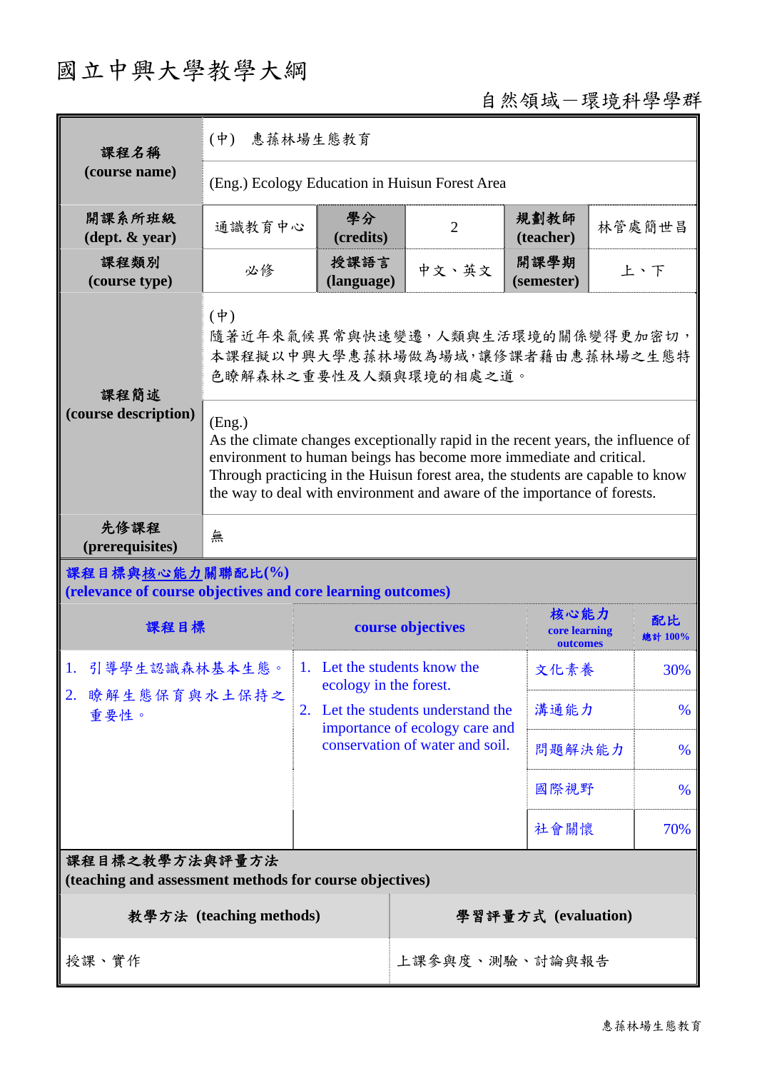# 國立中興大學教學大綱

自然領域－環境科學學群

| 課程名稱 (course name) | (中) 惠蓀林場生態教育 | | | | |
|---|---|---|---|---|---|
| | (Eng.) Ecology Education in Huisun Forest Area | | | | |
| 開課系所班級 (dept. & year) | 通識教育中心 | 學分 (credits) | 2 | 規劃教師 (teacher) | 林管處簡世昌 |
| 課程類別 (course type) | 必修 | 授課語言 (language) | 中文、英文 | 開課學期 (semester) | 上、下 |
| 課程簡述 (course description) | (中)<br>隨著近年來氣候異常與快速變遷，人類與生活環境的關係變得更加密切，本課程擬以中興大學惠蓀林場做為場域，讓修課者藉由惠蓀林場之生態特色瞭解森林之重要性及人類與環境的相處之道。 | | | | |
| | (Eng.)<br>As the climate changes exceptionally rapid in the recent years, the influence of environment to human beings has become more immediate and critical. Through practicing in the Huisun forest area, the students are capable to know the way to deal with environment and aware of the importance of forests. | | | | |
| 先修課程 (prerequisites) | 無 | | | | |

**課程目標與核心能力關聯配比(%)**
**(relevance of course objectives and core learning outcomes)**

| 課程目標 | course objectives | 核心能力 core learning outcomes | 配比 總計 100% |
|---|---|---|---|
| 1. 引導學生認識森林基本生態。<br>2. 瞭解生態保育與水土保持之重要性。 | 1. Let the students know the ecology in the forest.<br>2. Let the students understand the importance of ecology care and conservation of water and soil. | 文化素養 | 30% |
| | | 溝通能力 | % |
| | | 問題解決能力 | % |
| | | 國際視野 | % |
| | | 社會關懷 | 70% |

**課程目標之教學方法與評量方法**
**(teaching and assessment methods for course objectives)**

| 教學方法 (teaching methods) | 學習評量方式 (evaluation) |
|---|---|
| 授課、實作 | 上課參與度、測驗、討論與報告 |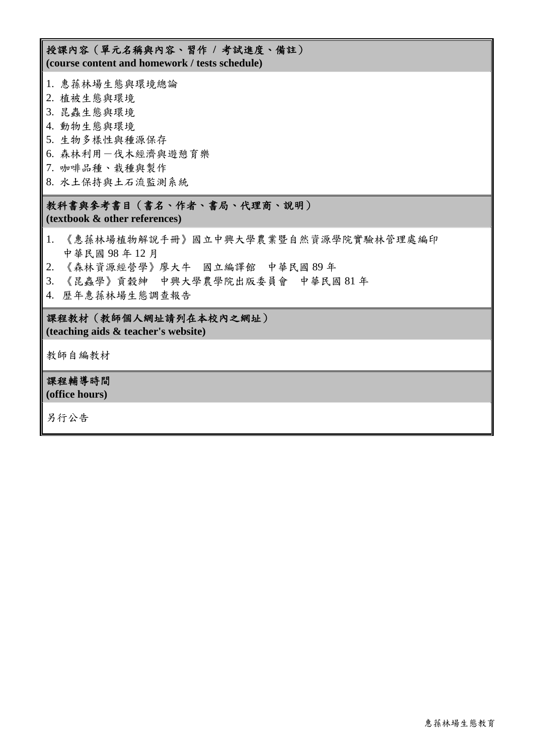**授課內容（單元名稱與內容、習作 / 考試進度、備註）**
**(course content and homework / tests schedule)**

1. 惠蓀林場生態與環境總論
2. 植被生態與環境
3. 昆蟲生態與環境
4. 動物生態與環境
5. 生物多樣性與種源保存
6. 森林利用－伐木經濟與遊憩育樂
7. 咖啡品種、栽種與製作
8. 水土保持與土石流監測系統

**教科書與參考書目（書名、作者、書局、代理商、說明）**
**(textbook & other references)**

1. 《惠蓀林場植物解說手冊》國立中興大學農業暨自然資源學院實驗林管理處編印 中華民國 98 年 12 月
2. 《森林資源經營學》廖大牛　國立編譯館　中華民國 89 年
3. 《昆蟲學》貢穀紳　中興大學農學院出版委員會　中華民國 81 年
4. 歷年惠蓀林場生態調查報告

**課程教材（教師個人網址請列在本校內之網址）**
**(teaching aids & teacher's website)**

教師自編教材

**課程輔導時間**
**(office hours)**

另行公告